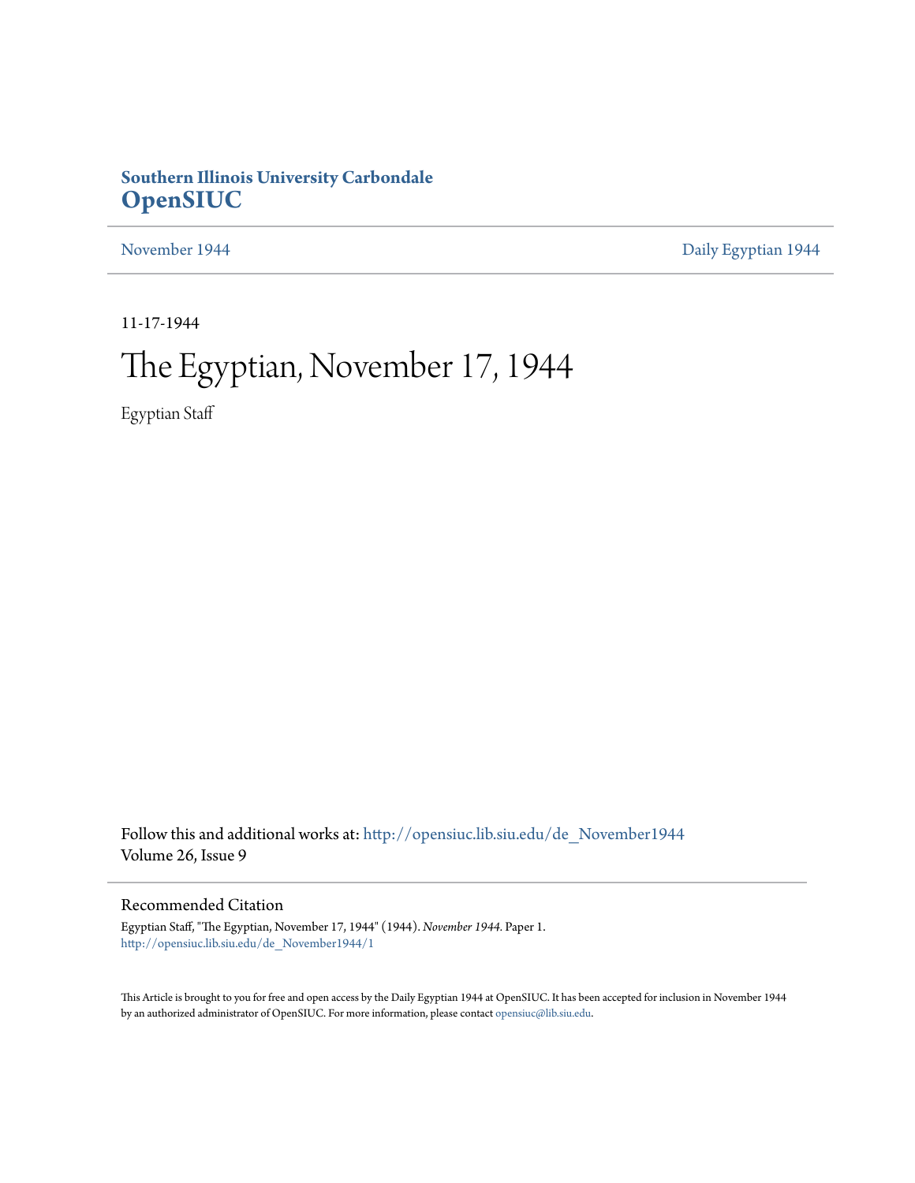**Southern Illinois University Carbondale**
**OpenSIUC**

November 1944 | Daily Egyptian 1944

11-17-1944

# The Egyptian, November 17, 1944

Egyptian Staff

Follow this and additional works at: http://opensiuc.lib.siu.edu/de_November1944
Volume 26, Issue 9

## Recommended Citation

Egyptian Staff, "The Egyptian, November 17, 1944" (1944). *November 1944.* Paper 1.
http://opensiuc.lib.siu.edu/de_November1944/1

This Article is brought to you for free and open access by the Daily Egyptian 1944 at OpenSIUC. It has been accepted for inclusion in November 1944 by an authorized administrator of OpenSIUC. For more information, please contact opensiuc@lib.siu.edu.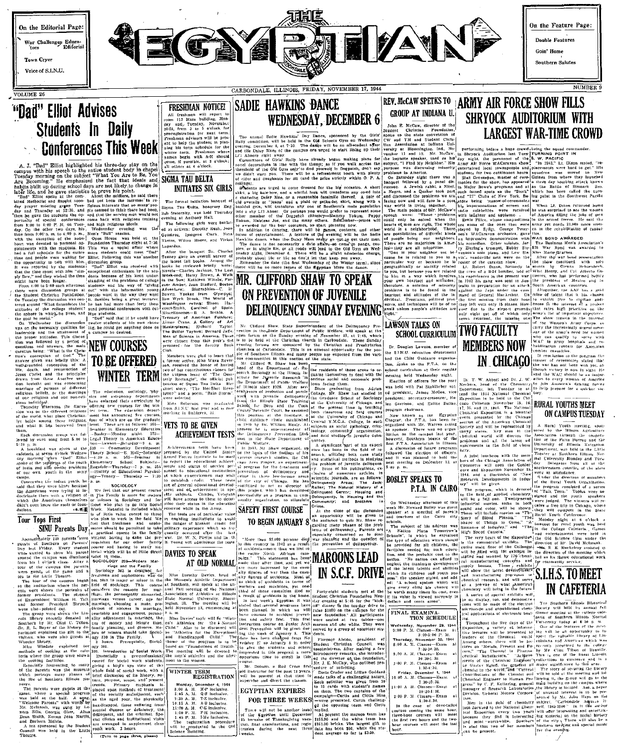On the Editorial Page:

War Challenges Educators — Editorial

Town Cryer

Voice of S.I.N.U.

# THE EGYPTIAN

On the Feature Page:

Double Features

Goin' Home

Southern Salutes

VOLUME 26 — CARBONDALE, ILLINOIS, FRIDAY, NOVEMBER 17, 1944 — NUMBER 9

# "Dad" Elliot Advises Students In Daily Conferences This Week

A. J. "Dad" Elliot highlighted his three-day stay on the campus with his speech to the entire student body in chapel Tuesday morning on the subject "What You Are to Be, You Are Becoming." He emphasized the fact that ideals and habits built up during school days are not likely to change in later life, and he gave statistics to prove his point.

"Dad" Elliot spoke at the combined Methodist and Baptist noonday prayer meeting given Tuesday and Thursday at 12:30, and then he gave the students the opportunity of special conferences from 1:00 to 4:00 P. M. on Tuesday, and the other two days, his time from 9:00 a. m. to 4:00 p. m., with the exception of the noon hour was devoted to personal appointments with the students. He had a full schedule for the entire time and people were waiting for the opportunity to talk with him. It was reported by the students that the time spent with him "slipped by fast," and they wished the time might have been longer.

From 4:00 to 5:00 each afternoon there were discussion groups at the Student Christian Foundation. On Tuesday the discussion was centered around "What formulates the attitudes of the college student in the sphere in which he lives, and the goal he seeks."

On Wednesday the discussion was on the necessary qualities for leadership and the attainment of the proper attitudes. This discussion was followed by a period of questions and answers, the main question being: "What is the Christian's conception of God?" The answer given was briefly this: A well-grounded conception of the life, death, and resurrection of Jesus Christ and the principles drawn from these. Another question brought out was concerning marriage of persons of different religious beliefs, or the marriage of one religious and one non-religious individual.

Thursday afternoon the discussion was on the different religions of the world, what place Christianity holds among these religions, and what it has borrowed from them.

Each discussion group was followed by open time from 5:00 to 5:30 p. m.

A breakfast was given at the cafeteria at seven o'clock Wednesday morning when "Dad" Elliot spoke of the problems of the youth of India and also of the problems of our own youth in the army camps.

Concerning the Indian youth, he said that they were bitter because the Americans were trying to indoctrinate them with a religion of which the Americans themselves didn't even know the roots or foundations.

About the soldiers, he said there had not been the increase in religious interests that so many people seemed to think there had been, and that the service men would not come back with religious training and high religious ideals.

Wednesday evening was the Men's "Bull" session.

Open House was held at the Student Foundation Thursday night at 7:30. This was a special affair where more students could meet "Dad" Elliot. Following this was another discussion group.

"Dad" Elliot was received with exceptional enthusiasm by the students because of his keen understanding of the problems of college students and his way of "giving out" with the information young people want in the way they want it. Besides being a great lecturer he has had more than forty thousand personal conferences with college students.

"Dad" said that if he could have twelve students of his own choosing he could get anything done on a campus he desired.

## Tour Tops First SINU Parents Day

Approximately 140 parents were guests of Southern on Parents' Day last Friday. Every student who wanted to show his parent around the campus was dismissed from his 1 o'clock class. After a tour of the campus the parents were guests at the game and a tea in the Little Theatre.

The tour of the campus began at the auditorium where the parents were shown the portraits of former presidents. The diagrams of Representative William H. Taft and former President Shryock were also pointed out.

The group were shown the Lincoln library recently donated to Southern by Mr. Clint C. Tilton. Dr. E. E. Boyer of the History department explained the gift to the visitors, who were also guests at Wheeler library.

Miss Windate explained the methods of cooking at the cafeteria where the group were shown the cooking facilities.

Especially interesting to many of the parents was the museum which portrays many phases of the life of Southern Illinois pioneers.

The parents were guests at the game, where a special program was held at the half. A song, "Welcome Parents" with words by Mr. McIntosh, was sung by Leonora Sills, Georgia Cluer, Alma Jean Smith, Nova Jean Martin, and Barbara Melvin.

A tea sponsored by the Student Council was held in the Little Theatre.

## FRESHMAN NOTICE!

All freshmen will report to room 112 Main building, Monday and Tuesday, November 20-21, from 3 to 5 o'clock for pre-registration for next term. Freshman advisers will be present to help the student in planning his term schedule for the winter term. Freshmen whose names begin with A-M should come, if possible, at 3 o'clock; all others at 4 o'clock.

## SIGMA TAU DELTA INITIATES SIX GIRLS

The formal initiation banquet of Sigma Tau Delta, honorary English fraternity, was held Thursday evening at Anthony Hall.

The following girls were initiated as actives: Dorothy Rush, Joan Goodree, Imogene Clark, Nina Thelss, Wilma Moore, and Vivian Lapardus.

After the banquet Dr. Charles Tenney gave an overall survey of the latest (all books. Among the books he reviewed briefly were: Novels—Charles Jackson, The Lost Week-end; Harry Brown, A Walk in the Sun; Kathleen Winsor, Forever Amber; Jean Stafford, Boston Adventure; Biographies—C. D. Bowen, Yankee from Olympus; Sam Wyck Brook, The World of Washington Irving; Sharon Hilcourt-Smith, Cardinal of Spain. Miscellaneous—B. A. Botkin, A Treasury of American Folklore; Aimer Crane, A Gallery of Art Masterpieces; Richard Taylor, The Better Taylors; Bernard Jaffe, Men of Science in America. These were chosen from the list prepared for the faculty Book Club.

Members were glad to learn that a former active, Miss Wava Roversen, received the honor of having two of her contributions chosen for the autumn issue of "The Quarterly Rectangle," the official publication of Sigma Tau Delta. Her short stories, "To Hell-Shot Revolution" and a poem, "Rain Storm" were selected.

Miss Roberson was graduated from S.I.N.U. last year and is now teaching in Baldgron, Ill.

## NEW COURSES TO BE OFFERED WINTER TERM

The education, sociology, physics and astronomy departments have enlarged their curriculum by offering new courses for the winter term. The education department has announced five courses, four of which are on the graduate level. These are as follows: 562—Seminar in Elementary Education—Basley—Monday night. 533—Legal Theory in American Education—Lawson—Saturday—9 a. m. 539 — Community Development Theory School—E. Hall—Saturday—8:30 a. m. 565—Seminar in Elementary School Subjects—Eastdale—Thursday—7 p. m. 355—History of Educational Psychology—Tenney— Thursday — 7:30 p. m.

### SOCIOLOGY

We feel that our present course in The Family is more for seniors or minors in Sociology and for those who plan to go into Social Work. Material is included which is of little value except to those who plan to work in the field. We feel that freshmen and sophomores should be permitted to take a practical course in the family without having to take the prerequisites for our other family course and having to study material which will be of little direct value to them.

SOCIOLOGY 203—Modern Marriage and the Family

Sociology 203 is designed for freshmen and sophomores who do not plan to major or minor in the field of sociology. This course considers the reasons for marriage, the permanently unmarried, marriage versus career, age for marriage, choosing a mate, prediction of success in marriage, courtship and engagement, personality adjustment in marriage, the use of money and leisure time, family planning, and divorce. Majors or minors should take Sociology 310 in The Family. 3 hours. Prerequisite, Sociology 101.

339. Introduction to Social Work. Essentially a pre-professional course for social work students, giving a bird's eye view of the whole field of social work, with a brief discussion of its history, nature, purpose, scope, and present trends. Primary emphasis is placed upon methods of treatment of the socially maladjusted, such as the aged poor, the physically handicapped, those suffering from mental disease or deficiency, the delinquent, and the criminal. Special clinics and institutional visits are arranged to supplement classroom work. 3 hours.

(Turn to page three, please)

## VETS TO BE GIVEN ACHIEVEMENT TESTS

Achievements tests have been prepared by the United States Armed Forces Institute to be used to report the educational achievements and status of service personnel to educational institutions at which ex-servicemen may wish to establish credit. These tests are of general educational development and of achievement in specific subjects. Colleges, Veterans will have access to them to determine their status in the educational program.

The tests are of particular value in enabling institutions to avoid the danger of blanket credit for military experience which so frequently occurred after the last war. Dr. W. N. Phelps and Dr. O. B. Young will administer the tests.

## DAVIES TO SPEAK AT OLD NORMAL

Miss Dorothy Davies, head of the Women's Athletic Department at Southern, will speak at the annual Fall meeting of the National Association of Athletics of Illinois State Normal University, Bloomington, Ill. The meeting will be held November 18, commencing at 9 a. m.

Miss Davies' topic will be "Women's Athletics for the Normal Child." Also to be discussed will be "Athletics for the Exceptional and Handicapped Child." The theme of the program is to be based on "Foundations of Health." The morning will be devoted to the men's athletics and the afternoon to the women.

## WINTER TERM REGISTRATION

Monday, December 4, 1944
8:00 A. M.—A-F inclusive.
8:45 A. M.—G-S inclusive.
9:30 A. M.—T-Z inclusive.
10:15 A. M.—A-B inclusive.
11:00 A. M.—C-E inclusive.
1:00 P. M.—F-H inclusive.
1:45 P. M.—I-K inclusive.

The registration procedure will be conducted in the Old Science Building.

# SADIE HAWKINS DANCE WEDNESDAY, DECEMBER 6

The annual Sadie Hawkins' Day Dance, sponsored by the Girls' Rally committee, will be held in the Old Science Gym on Wednesday evening, December 6, at 7:30. The dance will be an all-student affair and the Daisy Maes of the campus are urged to start lining up their Li'l Abners right away.

Committees of Girls' Rally have already begun making plans for novel decorations in line with the theme; so if you walk across the threshold of the Old Gym only to find yourself in Dogpatch, don't say we didn't warn you. There will be a refreshment booth with plenty of cider and doughnuts for all (and the price strictly within O. P. A. ceilings).

Students are urged to come dressed for the big occasion. A short skirt, a big hair-bow, and a wistful look will transform any co-ed into a charming Daisy Mae, or a reasonable facsimile thereof. A pair of old overalls or "jeans" and a plaid or polka-dot shirt, along with a bashful grin, will transform any one of Southern's male population into a shy Li'l Abner. Or perhaps you would prefer to represent some other member of the Dogpatch citizenry—Mammy Yokum, Pappy Yokum, Hairless Joe, and the many others. Remember—prizes will be awarded for the best costumes, so start planning now.

In addition to dancing, there will be games, contests, and other forms of entertainment. A feature of the evening will be the Sadie Hawkins dance, when the Daisy Maes really go get 'er get their men. The dance is not necessarily a date affair—so come in pairs, couples, or in single file, or all roads will lead to the Old Gym on Wednesday night, December 6. There will be a slight admission charge, probably about 10c or 15c so don't let that keep you away.

Remember the date (the first Wednesday of the Winter term), since there will be no more issues of the Egyptian before the dance.

# MR. CLIFFORD SHAW TO SPEAK ON PREVENTION OF JUVENILE DELINQUENCY SUNDAY EVENING

Mr. Clifford Shaw, State Superintendent of the Delinquency Prevention in the State Department of Public Welfare, will speak at the open forum on the Sunday evening of November 19, at 7:45, which is to be held at the Christian Church in Carbondale. These Sunday evening forums are sponsored by the Christian and Presbyterian churches of Carbondale. This is an unusual opportunity for the people of Southern Illinois and many people are expected from the various communities in this section of the state.

Mr. Clifford R. Shaw has been head of the Department of Research Sociology at the Illinois Institute for Juvenile Research of the Department of Public Welfare of Illinois since 1926. After several years of probation and parole work with juvenile delinquents from the Illinois State Training School for Boys and the Cook County Juvenile Court, he assumed this position at the Institute, a child guidance clinic established in 1909 by Dr. William Healy. At present he is superintendent of the Delinquency Prevention Division in the State Department of Public Welfare.

In 1931, Mr. Shaw organized, on the basis of the findings of the various research studies, the Chicago Area Project, an experimental program for the treatment and prevention of delinquency and crime in three low-income areas of the city of Chicago. He has continued to act as director of this project, which has developed successfully as a program in community organization to stimulate the residents of these areas to organize themselves to deal with the serious social and economic problems facing them.

Since graduating from Adrian College, Mr. Shaw has studied in the Graduate School of Sociology at the University of Chicago, and at the present time is teaching both classroom and field courses at the University of Chicago and Central Y.M.C.A. College, in such subjects as social pathology, criminology, community organization, and field studies in juvenile delinquency.

A significant part of his experience has been in the field of research, utilizing both case study and statistical methods in studying the problem of juvenile delinquency. Some of his publications, exclusive of numerous articles in scientific journals, are as follows: Delinquency Areas; The Jack-Roller; The Natural History of a Delinquent Career; Housing and Delinquency, in Housing and the Community; and Brothers in Crime.

At the close of the discussion an opportunity will be given to the audience to quiz Mr. Shaw regarding many phases of the problem of delinquency. Parents, especially concerned as to post-war planning and the question of the prevention of delinquency.

## SAFETY FIRST COURSE TO BEGIN JANUARY 8

"More than 93,000 persons died in this country in 1943 as a result of accidents—more than we lost in the entire North African campaign." This statement has been made time after time, and yet we are more impressed by the casualty figures of war than the casualty figures of accidents. Most of us think of accidents in terms of workers and machines, yet one-third of these casualties died as a result of accidents in the home.

In last week's Egyptian it was stated that several courses have been planned in which we will have courses in accident prevention and safety first. This first instruction course on Junior Accident Prevention will be given during the week of January 8. This date has been changed from November 27 to January 8 in order to give the students and others interested in this program a more opportune time to enroll in this course.

Mr. Dotson, a Red Cross first aid instructor for the past 11 years, will be present at that time to supervise and direct the classes.

## EGYPTIAN EXPIRES FOR THREE WEEKS

There will not be another issue of the Egyptian until December 15 because of Thanksgiving vacation, final examinations, and registration during the next three weeks.

# MAROONS LEAD IN S.C.F. DRIVE

Forty-eight students met at the Student Christian Foundation Monday evening at 5:15 for the "kick-off" dinner in the two-day drive to raise $1000 on the campus for the new foundation. All participants were seated at the tables—one maroon and one white. They were served by a group of volunteer students.

Florence Alston, president of Student Christian Council, was toastmistress. After eating a few introductory remarks, she introduced the director of the foundation, Mr. J. E. McCaw, who outlined procedure of soliciting.

Doris Crader and Lillian Goddard made talks of a challenging nature. Each solicitor was given from 10 to 15 cards with student's names on them. The two captains of the campaign—Curtis and Cletis Hise—were presented. Curtis challenged the opposing team and Cletis replied.

At present the maroon team has $155.00 and the white team has $161.50 pledges. The largest gift to date has been $50, while the student average so far is $3.00.

# REV. McCAW SPEAKS TO GROUP AT INDIANA U.

John E. McCaw, director of the Student Christian Foundation, spoke to the state convention of CW and YM and Student Christian Association at Indiana University at Bloomington, Ind., November 11 and 12. Mr. McCaw, the keynote speaker, used as his subject, "I Find My Neighbor." His purpose was discussing minority problems in America.

On Saturday night there was a banquet followed by a panel discussion. A Jewish rabbi, a Hindu, a Negro, and a Quaker took part and discussed the problems we are facing now and will face in a postwar world in living together.

The main points of Mr. McCaw's speech were: "These problems could only be solved when the hearts of men are right. The whole world is a neighborhood. There are possibilities of different kinds of people being our neighbors. There are no majorities in America—they are all minorities.

"One is your neighbor not because he is related to you in any particular way or because he is geographically or socially related to you, but because you are related to him in a way which involves your own heartiest and attitudes. Therefore a solution of minority problems is to be found in the heartiest and attitudes of the individual. Programs, political pressures, and techniques will be of no avail unless people's attitudes are right."

## LAWSON TALKS ON SCHOOL CURRICULUM

Dr. Douglas Lawson, member of the S.I.N.U. education department and the Child Guidance organization, spoke to the F.T.A. on the school curriculum at their regular meeting held Wednesday night.

Election of officers for the year was held with Pat Stahlheber voted president; James McGee, vice president; secretary-treasurer, Helen Garrison, and Eunice Dallas program chairman.

Now known as the Egyptian Chapter, the F.T.A. has been reorganized with Mr. Warren Aiken as sponsor. There was no organization on the campus last year, however, Southern boasts of the first F.T.A. association in Illinois.

A discussion of future programs followed the election of officers and it was planned to hold the next meeting on December 13, at 8:00 p. m.

## BOSLEY SPEAKS TO P.T.A. IN CAIRO

On Wednesday afternoon of this week Mr. Howard Bosley was guest speaker at a meeting of parents and teachers of the Cairo city schools.

The subject of his address was "A Nation Plans Tomorrow's Schools," in which he explained the type of education which should be provided for all children, the facilities needed for such education, and the probable cost to the nation. "No nation can afford to neglect the maximum development of the latent talents and abilities which its children and youth possess," the speaker stated and added: "A school system which will give every child his chance will be worth many times its cost, even if its value is viewed narrowly in dollars and cents alone."

## FINAL EXAMINATION SCHEDULE

Wednesday, November 29, 1944
9:00 P. M. Classes—Exam at 8:00-9:30 P. M.

Thursday, November 30, 1944
8:00 A. M. Classes—Exam at 7:30-9:30.
9:00 A. M. Classes—Exam at 10:30-1:30.
1:00 P. M. Classes—Exam at 1:30-4:30.

Friday, December 1, 1944
10:00 A. M. Classes—Exam at 7:30-9:30.
11:00 A. M. Classes—Exam at 10:30-1:30.
2:00 P. M. Classes—Exam at 1:30-4:30.

In the case of dove-tailed courses covering the same hour, three-hour courses will meet the first two hours and the two-hour courses will meet the last hour.

# ARMY AIR FORCE SHOW FILLS SHRYOCK AUDITORIUM WITH LARGEST WAR-TIME CROWD

Performing before a huge crowd in Shryock Auditorium last Tuesday night, the personnel of the Army Air Force WACaravan show entertained local townspeople and students for two continuous hours.

Stan Greenspan, master of ceremonies for the show, has appeared in Major Bowe's programs and at such famed spots as the "Stork" and "21" Clubs of New York. Besides being master-of-ceremonies, his impersonations of screen and radio celebrities were received with laughter and applause.

Ernie Pilice, whose compositions are some of the ones that were played by S/Sgt. George Pearsen's WACaravan orchestra, gave an impressive demonstration with his accordion. Other soloists, Jerry Ziering's trumpet, Bobby Stevenson's solo piano, and Lew Stein's vaudeville acts were on the roster of the caravan show.

Lt. Robert Dixon, formerly in the crew of a B-24 bomber, told of his experiences in the present war. In 1942 his gang was sent to Australia in preparation for an attack against the Japs under the command of General MacArthur. On the first mission from their base they left with only 15 planes. However due to the airport grounds only eight got off with eight of seven returned, the missing one being the squad commander.

**TURNING POINT IN S. W. PACIFIC**

"In 1943," Lt. Dixon stated, "replacements were hard to get." His squadron was moved to New Guinea from where they launched a three day bombing attack known as the Battle of Bismark Sea, which has been called the turning point in the Southwest Pacific war.

When Lt. Dixon returned home he was surprised to see the women of America filling the jobs of men in the armed forces. He said the army yet needs 21,000 more women in the rehabilitation of casualties.

**WAR BOND AWARDED**

The Business Men's Association's $25 War Bond was awarded to Miss Marie Barnes.

After the war bond presentation the show continued with solo numbers by Glenna Schoenbeck, Walt Henry, and Cpl. Alberto Gutierrez, who has performed before the president of Mexico and in South American countries.

Altogether, the AAF has a good mine of talent that it has chosen to exhibit free to civilian audiences in the interest of a project that rates high priorities on the army's list of important objectives. The show travels in the interest of the Women's Army Corps to carry the increasingly urgent message of the army's need for women who can qualify to serve with WAC in army hospitals and rehabilitation centers for American combat casualties.

In conclusion to the program the master of ceremonies stated that the war has not been won yet, although victory is now in sight. He said the WAC should be an inspiration to every woman of America to help America's fighting forces to help prepare for a quicker victory.

# TWO FACULTY MEMBERS NOW IN CHICAGO

Dr. T. W. Abbott and Dr. J. W. Neckers, head of the Chemistry Department, left Tuesday to attend the 1944 National Chemical Exposition to be held in the Chicago Coliseum November 15, 16, 17, 18, and 19, 1944. The National Chemical Exposition is a biennial event presented by the Chicago Section of the American Chemical Society and will be represented by many states. Key men in the chemical world will discuss the problems and all the latest advancements in the field of chemistry.

A joint luncheon with the members of the Chicago Association of Commerce will open the Conference and Exposition November 15, 1944, and a discussion of "New Research Developments in Industry" will be given.

"The program, which is devoted to the field of applied chemistry, will be a full one. Twenty-seven industrial movies, some in both sound and color, will be shown. These will include movies on "The Story of Blood Plasma," "The Shape of Things to Come," "The Romance of Industry," and "The High Speed Camera."

The very heart of the Exposition is the commercial exhibits. The entire main floor of the Coliseum will be filled with 180 exhibits. Booths and manned by 176 chemical manufacturing concerns and supply houses. These exhibits will show the latest developments and manufacturing processes in chemical research, and will serve as a preview of what American chemistry will bring in the future.

A series of special exhibits will be on display too, and demonstrations will be made of the electron microscope and unpublicized chemical applications of electronic beating.

Throughout the five days of the Exposition, a variety of informative lectures will be presented by leaders of the chemical world. Among others, there will be lectures on "Metals, Present and Future," "The Chemist in Pharmaceutical Manufacture," "Achievements of the Chemical Engineer" by Gustav Egloff, the greatest oil chemist in the world, and "Current Chemical Engineer to Human Progress" by C. F. Kettering, general manager of Research Laboratories Division, General Motors Corporation.

Men in the field of chemistry look forward to the National Chemical Exposition every two years because they find it interesting and most worthwhile. Southern is glad that two of her members can be present.

## RURAL YOUTHS MEET ON CAMPUS TUESDAY

A Rural Youth meeting, sponsored by the Illinois Agriculture Association through the cooperation of the Farm Bureau and the University of Illinois Extension Department, was held in the Little Theater at Southern Illinois Normal University Monday and Tuesday. Delegates from all of the southeastern counties of the state were in attendance.

Under the direction of members of the Rural Youth Organization, the program consisted of a series of "Talk Fests." Topics were assigned and the youth speakers were judged. The winners will receive a free trip to Chicago, where they will compete in the State Rural Youth Conference.

Monday night at 6 o'clock a banquet for rural youth was held in the College Cafeteria. Games and entertainment were held in the old Science Gym under the direction of Mr. David McIntosh. Mr. R. E. Muckelroy assisted in the direction of the meeting which had as its theme educational work for community service.

# S.I.H.S. TO MEET IN CAFETERIA

The Southern Illinois Historical Society will hold its annual fall dinner meeting at the Southern Illinois Normal University today at 6:30 p. m.

One of the features of the meeting will be an opportunity to inspect the valuable library of Lincolniana and material on Southern Illinois history recently presented to the college by Mr. Clint Tilton of Danville. This is one of the finest Lincoln collections in existence and is a major significance to this area.

The story of securing the library will be told at the meeting and following it, the group will go to the main building on the campus where the library is located. Also, a paper of unusual interest is to be presented by Mr. John Hays on the subject, "Carbondale Aspects 1880-1890—1900," in it the author will offer interesting and unusual facts concerning the social history of the city. There will be a business meeting and special music for the evening.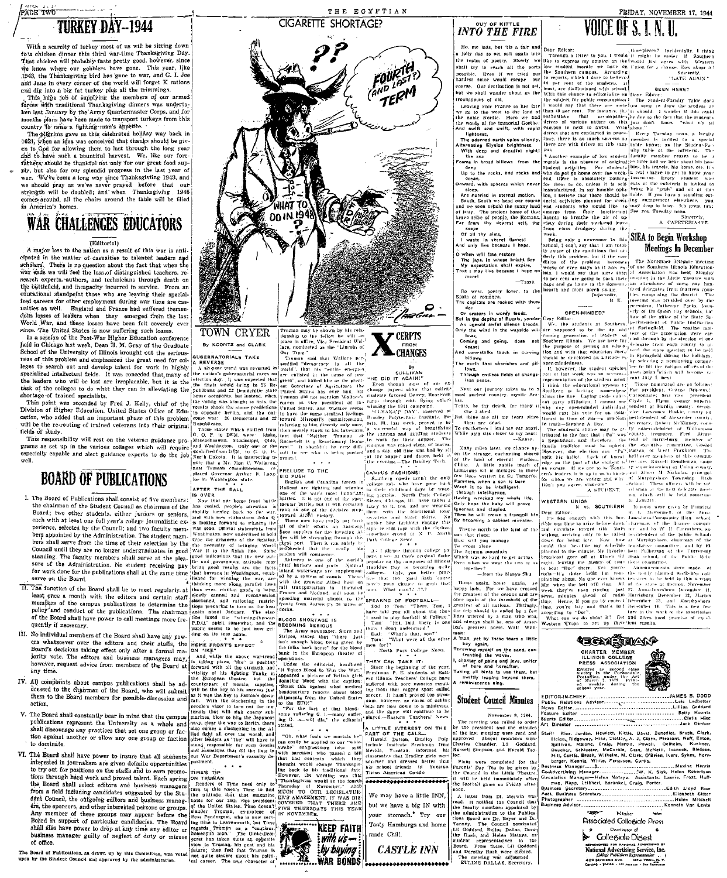# TURKEY DAY—1944

With a scarcity of turkey most of us will be sitting down to a chicken dinner this third war-time Thanksgiving Day. That chicken will probably taste pretty good, however, since we know where our gobblers have gone. This year, like 1943, the Thanksgiving bird has gone to war, and G. I. Joe and Jane in every corner of the world will forget K rations and dig into a big fat turkey plus all the trimmings.

This huge job of supplying the members of our armed forces with traditional Thanksgiving dinners was undertaken last January by the Army Quartermaster Corps, and for months plans have been made to transport turkeys from this country to raise a fighting-man's appetite.

The pilgrims gave us this celebrated holiday way back in 1621, when an idea was conceived that thanks should be given to God for allowing them to last through the long year and to have such a bountiful harvest. We, like our forefathers, should be thankful not only for our great food supply, but also for our splendid progress in the last year of war. We've come a long way since Thanksgiving 1943, and we should pray as we've never prayed before that our strength will be doubled; and when Thanksgiving 1946 comes around, all the chairs around the table will be filled in America's homes.

# WAR CHALLENGES EDUCATORS

(Editorial)

A major loss to the nation as a result of this war is anticipated in the matter of casualties to talented leaders and scholars. There is no question about the fact that when the war ends we will feel the loss of distinguished teachers, research experts, authors, and technicians through death on the battlefield, and incapacity incurred in service. From an educational standpoint those who are leaving their specialized careers for other employment during war time are casualties as well. England and France had suffered tremendous losses of leaders when they emerged from the last World War, and these losses have been felt severely ever since. The United States is now suffering such losses.

In a session of the Post-War Higher Education conference held in Chicago last week, Dean H. M. Gray of the Graduate School of the University of Illinois brought out the seriousness of this problem and emphasized the great need for colleges to search out and develop talent for work in highly specialized intellectual fields. It was conceded that many of the leaders who will be lost are irreplaceable, but it is the task of the colleges to do what they can in alleviating the shortage of trained specialists.

This point was seconded by Fred J. Kelly, chief of the Division of Higher Education, United States Office of Education, who added that an important phase of this problem will be the re-routing of trained veterans into their original fields of study.

This responsibility will rest on the veteran guidance programs as set up in the various colleges which will require especially capable and alert guidance experts to do the job well.

# BOARD OF PUBLICATIONS

I. The Board of Publications shall consist of five members: the chairman of the Student Council as chairman of the Board; two other students, either juniors or seniors, each with at least one full year's college journalistic experience, selected by the Council; and two faculty members appointed by the Administration. The student members shall serve from the time of their selection by the Council until they are no longer undergraduates, in good standing. The faculty members shall serve at the pleasure of the Administration. No student receiving pay for work done for the publications shall at the same time serve on the Board.

II. The function of the Board shall be to meet regularly, at least once a month with the editors and certain staff members of the campus publications to determine the policy and conduct of the publications. The chairman of the Board shall have power to call meetings more frequently if necessary.

III. No individual members of the Board shall have any powers whatsoever over the editors and their staffs, the Board's decisions taking effect only after a formal majority vote. The editors and business managers may, however, request advice from members of the Board at any time.

IV. All complaints about campus publications shall be addressed to the chairman of the Board, who will submit them to the Board members for possible discussion and action.

V. The Board shall constantly bear in mind that the campus publications represent the University as a whole and shall discourage any practices that set one group or faction against another or allow any one group or faction to dominate.

VI. The Board shall have power to insure that all students interested in journalism are given definite opportunities to try out for positions on the staffs and to earn promotions through hard work and proved talent. Each spring the Board shall select editors and business managers from a field including candidates suggested by the Student Council, the outgoing editors and business managers, the sponsors, and other interested persons or groups. Any member of these groups may appear before the Board in support of particular candidacies. The Board shall also have power to drop at any time any editor or business manager guilty of neglect of duty or misuse of office.

The Board of Publications, as drawn up by this Committee, was voted upon by the Student Council and approved by the administration.

# CIGARETTE SHORTAGE?

FOURTH (AND LAST?) TERM — WHAT TO DO IN 1948 — POPULAR BRAND

# TOWN CRYER

By KOONTZ and CLARK

## GUBERNATORIALS TAKE A REVERSE

A six-year trend was reversed in the nation's gubernatorial races on election day. It was expected that the final would bring in 26 Republicans and 22 Democratic state house occupants, but instead, when the voting was brought to halt, the results shook the above predictions to opposite berths, and the outcome was: 26 Democrats and 22 Republicans.

Those states which shifted from G. O. P. to DEM. were Idaho, Massachusetts, Mississippi, Ohio and Washington. Only one of the 48 shifted from DEM. to G. O. P.: North Dakota. It is interesting to note that a Mr. Mon C. Wallgren, past Truman committeeman, replaced Governor Arthur B. Langlie in Washington state.

## AFTER THE BALL IS OVER

Now that our home front battle has cooled, people's attention is rapidly turning back to the war, and with new enthusiasm John Q is looking forward to winning the war soon. Official statements from Washington now underlined in bold type the seriousness of the fighting, the necessity of bringing World War II to the finish line. Some good indication that the new public and government attitude may bring good results are the facts that bureaus in Washington, established for winning the war, are thinking more along parallel lines than ever, civilian goods is being slowly canned and reconversion slackened, and rationing restrictions preparing to turn on the heat again about January. The election faced the "winning-the-war-F.D.R." spirit somewhat, and the public seems to be just now getting on its toes again.

## HOME FRONT'S EFFECT ON "IKE"

And, while the above war-trend is taking place, "Ike" is pushing forward with all the strength and vitality of his fighting Yanks in the European theater, but the counterpart of morale, supplies, will be the key to his success just as it was the key to Patton's downfall. With the slackening in the people's vigor to turn out the materials that will sink enemy submarines, blow to bits the Japanese navy, clear the way to Berlin, there also comes a slackening in the Allied fight all over the world, and other leaders as "Ike" will have to stand responsible for such destiny and casualties that fill the lists in our War Department's casualty department.

## TIME'S "TIP" ON TRUMAN

Readers of Time need only to turn to this week's Time to find the attitude that magazine holds for our 24th vice president of the United States. Time doesn't slander Truman, synonym of Boss Pendergast, who is now serving time in Leavenworth, but Time regards Truman as a "cautious, honest man." The Globe-Democrat has taken quite an opposite view to Truman, his past and his future; they feel that Truman is not quite sincere about his political career. The true character of Truman may be shown by his relationship to the fellow he will replace in office, Vice President Wallace, nominated as the "Lincoln of Our Time."

Truman said that Wallace personified "democracy to all the world," that his "entire energies are enlisted in the cause of progress," and hailed him as the greatest Secretary of Agriculture the United States has ever had, but Truman did not mention Wallace's career as vice president of the United States. And Wallace seems to have the same strained feelings toward Missouri's committeeman, refusing to his directly only once, then merely stuck to his lukewarm text that "Neither Truman or Roosevelt is a Reactionary Democrat." It shouldn't be very difficult to see who is being pushed around.

## PRELUDE TO THE BIG PUSH

English and Canadian forces in Holland are fighting and winning one of the war's most important battles. It is not one of the spectacular battles, but it will certainly rank as one of the decisive steps toward Allied victory.

These men have really put forth all of their efforts on Antwerp. Soon supplies for the invading Allies will be streaming through this great port. Then it can fairly be prophesied that the really big pushes will commence.

Antwerp is one of the world's chief harbors and ports. Natural inland waterways are supplemented by a system of canals. These with the growing allied hold on rail transportation in liberated France and Holland, will soon be speeding material almost to the front from Antwerp's 28 miles of docks.

## BLOOD SHORTAGE IS BECOMING SERIOUS

The Army newspaper, Stars and Stripes, stated that "there just isn't enough blood being given by the folks back home" for the blood bank in the European theater of operations.

Under the editorial, headlined "It Takes Blood to Win the War," appeared a picture of British girls donating blood with the caption: "Stack this against what medical headquarters reports about blood shipments from the United States to the ETO":

"For the lack of that blood some suffering G. I.—many suffering G. I.—will die," the editorial stated.

\* \* \*

"Oh, what fools we mortals be" can easily be applied to our "wide-awake" congressman who sold this sarcasm who passed a bill that had contents which they thought would change Thanksgiving back to its traditional date. However, the wording was that "Thanksgiving would be the fourth Thursday of November." AND MUCH TO OUR LEGISLATURE'S AMAZEMENT, IT WAS DISCOVERED THAT THERE ARE FIVE THURSDAYS THIS YEAR IN NOVEMBER.

KEEP FAITH with us — by buying WAR BONDS

# XCERPTS FROM XCHANGES

By SULLIVAN

## "HE DID IT AGAIN!"

Even though most of our exchange papers show that college students favored Dewey, Roosevelt came through with flying colors winning the 1944 campaign.

"CLEAN-UP DAY," observed at Bradley Polytechnic Institute, Peoria, Ill., last week, proved to be a successful way of beautifying the campus and getting students to work for their supper. The campus was raked clean of leaves, and a day, old time was had by all at the supper and dance, held in the evening.—The Bradley Tech.

## CAMPUS FASHIONS!

Southern co-eds aren't the only college gals who have gone back to their childhood days by wearing pigtails. North Park College Sirens, Chicago, Ill. have taken a fancy to it, too, and are wearing them with the traditional loose sweaters and short skirts. No matter how fashions change this style is still tops with the clothes-conscious crowd at N. P. North Park College News.

\* \* \*

A! Skater brunch college people is! An! of that's original skate popular on the campuses of Illinois Hawkins Day is becoming quite... gals ... one yard dash ... ness their chance to grab that man. What man? !?

## SPEAKING OF FOOTBALL—

Dad to Tom: "There, Tom, I have told you all about the time I used to play football at College."

Tom: "But, Dad, there is one thing I don't understand."

Dad: "What's that, son?"

Tom: "What were all the other men for?"

North Park College News.

\* \* \*

## THEY CAN TAKE IT:

Since the beginning of the year, Freshman P. E. students at Eastern Illinois Teachers' College have suffered with sore muscles resulting from that rugged sport called soccer. It hasn't proved too strenuous, however, as cases of aching legs are now down to a minimum, and the game will continue to be played.—Eastern Teachers' News.

\* \* \*

## A LITTLE INTEREST ON THE PART OF THE GALS—

Harold Durton, Bradley Polytechnic Institute Freshman from Merida, Yucatan, informed his classmates that Bradley girls were smarter and dressed better than his school friends in Yucatan. Those American Co-eds.

We may have a little INN, but we have a big IN with your stomach. Try our Tasty Hamburgs and home made Chili.

CASTLE INN

# OUT OF KITTLE INTO THE FIRE

Ho, me lads, but 'tis a fair and a jolly day to set sail again into the realm of poetry. Slowly we shall try to reach all the ports possible. Even if we tried our hardest none would escape our course. Our destination is not set, but we shall wander about as the troubadours of old.

Leaving Fair France to her fate we go to the west to the land of the noble Nordic. Here we find the words of the immortal Goethe:

And swift and swift, with rapid lightness,
The adorned earth spins silently,
Alternating Elysian brightness
With deep and dreadful night;
the sea
Foams in broad billows from the deep
Up to the rocks, and rocks and ocean,
Onward, with spheres which never sleep,
Are hurried in eternal motion.

South, South we head our course and we soon behold the sunny land of Italy. The ancient home of the brave tribe of people, the Romans. Far from thy dearest self, the scope
Of all thy aims,
I waste in secret flames;
And only live because I hope.

O when will fate restore
The joys, in whose bright fire
My expectation shall expire,
That I may live because I hope no more!
—Tasso.

Go west, poetry lover, to the Spain of romance.
The capitals are rocked with thunder
Or orators in wordy feuds.
But in the depths of Russia, yonder
An age-old awful silence broods.
Only the wind in the wayside willows
Coming and going, does not cease;
And corn-stalks touch in curving billows
The earth that cherishes and pillows,
Through endless fields of changeless peace.

Next our journey takes us to a most ancient country, mystic Arias.

Tears, be thy dearth, for many it the I shed.
But these are all my tears since thou are dead.
To comforters I lend my ear apart,
While pain stirs closer to my heart.
—Kansu.

Many miles later, we chance upon the strange, enchanting shores of the land of eternal wisdom, China. A little subtle touch of humorous wit is included in these few lines written by Su Tung-p'o.
Families, when a son is born
Want it to be intelligent.
I, through intelligence,
Having wrecked my whole life,
Only hope the baby will prove
Ignorant and stupid.
Then he will crown a tranquil life
By becoming a cabinet minister.

There north to the land of the sun that rises:
How will you manage
To cross alone
The autumn mountain
Which was so hard to get across
Even when we went the two of us together?
—from the Manyo Shu.

Home again, home again, we happy lads. For we have crossed the greatest of the oceans and are once again at the threshold of the greatest of all nations. Fittingly the trip should be ended by a few lines uttered by a man who was, and always shall be, one of America's greatest poets, Walt Whitman:

A man, yet by these tears a little boy again,
Throwing myself on the sand, confronting the waves,
I, chanter of pains and joys, uniter of here and hereafter,
Taking all hints to use them, but swiftly leaping beyond them,
A reminiscence sing.

# Student Council Minutes

November 8, 1944.

The meeting was called to order by the president and the minutes of the last meeting were read and approved. Absent members were Charlie Chandler, Lil Goddard, Russell Simpson, and Harold Taylor.

Plans were completed for the Parents' Day Tea to be given by the Council in the Little Theatre. It will be held immediately after the football game on Friday afternoon.

A letter from Dr. Merwin was read. It notified the Council that the faculty members appointed by the administration to the Publications Board are Dr. Beyer and Dr. Tenney. The Council nominated Lil Goddard, Euline Dallas, Dorothy Rush, and Helen Mataya, as student representatives to the Board. From these, Lil Goddard and Dorothy Rush were elected.

The meeting was adjourned.

EULINE DALLAS, Secretary.

# VOICE OF S. I. N. U.

Dear Editor:

Through a letter to you I would like to express my opinion on the low student morale we have on the Southern campus. According to reports, which I dare to believe, 40 per cent of the students, at least, are disillusioned with school. With this chance to editorialize on the subject for public consumption I would say that there are more than 40 per cent. For instance, the enthusiasm that accompanies drives of various nature on this campus is next to awful. What drives that are conducted so peacefully, there is as much success as there are with drives on this campus.

Another example of low student morale is the absence of original student activities. For student's who do not go home over the week-end, there is absolutely nothing for them to do, unless it is self-manufactured. In my humble opinion, I believe that there should be social activities planned for week-end students who would like to emerge from their intellectual haunts to breathe the air of society during their week-end leave from class drudgery during the week.

Being only a newcomer to this school, I can't say that I am totally aware of the conditions that underly this problem, but if the condition of the problem becomes worse or even stays as it now exists, I would say that more than 40 per cent are going to pack their bags and go home to the domestic hearth and front porch swing.

Dejectedly,
H. K.

## OPEN-MINDED?

Dear Editor:

We, the students at Southern, are supposed to be the up and coming generation of leaders of Southern Illinois. We are here for the purpose of getting an education and with that education there should be developed an attitude of open-mindedness.

If, however, the student opinion poll of last week was an accurate representation of the student mind, I think the educational system is lacking somewhere along the line. Laying aside sectional party affiliation, I cannot see why any open-minded individual would cast his vote for an isolationist in time of war—a pro-Nazi in fact—Stephen A. Day.

The student's choice may be attributed to the fact that "Pa" was a Republican, and therefore family tradition must be upheld. However, the election saw "Pa" split his ballot. Lack of knowledge on the part of the student is no excuse. If we are to be Southern's leaders, it is up to us to know for whom we are voting and why. Don't you agree, students?

A STUDENT.

## WESTERN UNION vs. SOUTHERN

Dear Editor:

It's bad enough with this hot time-pieces situation on this campus to go into class before don't and circulate toward via bells without arriving only to be called down for being late. Now, how could that be—I've my schedule planned to the minute. My favorite bugaboo goes off at 10:50 A.M. right, leaving me plenty of time to beat "Doc" there. Yes you're right—it's those bells I'm complaining about. No one ever knows just when the bell will ring. All week they've been ringing just seven minutes ahead of Southern time. Hence, if you go by correct time, you're late and that's bad according to "Doc".

What can we do about it? Get Western Union to set up their time-pieces. Incidentally, it might be easier if Southern would just agree with Western Union for a change. How about it?

Sincerely,
"LATE AGAIN"

## BEEN HERE?

Dear Editor:

The Student-Faculty Table does not seem to draw the student as it should. I wonder if this could be due to the fact that the students just don't know "what it's all about."

Every Tuesday noon, a faculty member is invited to a special table known as the Student-Faculty Table at the cafeteria. The faculty member creates to be a personal welcome who speaks of his hobbies, his travels, his home, etc. It's a real chance to get to know your instructor. Every student who eats at the cafeteria is invited to bring his "grub" and sit at the table. If you have a standing eating engagement elsewhere, you may drop in later. It's great fun! See you Tuesday noon.

Sincerely,
A CAFETERIA-ITE.

# SIEA to Begin Workshop Meetings In December

The November delegate meeting of the Southern Illinois Education Association was held Monday evening in the Little Theatre with an attendance of some one hundred delegates from fourteen counties comprising the district. The meeting was presided over by the president, Catherine Parks, formerly of Du Quoin city schools, but now of the office of the State Superintendent of Public Instruction at Springfield. The routine business of the association was carried through by the election of one delegate from each county to attend the state meeting to be held in Springfield during the holidays, by selecting a nominating committee to fill the various offices of the association which will become vacant July 1 next.

Those nominated are as follows: For president, George Bracewell, Carbondale; first vice president Clyde L. Flynn, county superintendent of Hardin county; second vice, Lawrence Blakie, county superintendent of Alexander county; Secretary, Robert McKinney, county superintendent of Williamson county; treasurer, Fred Armstead of Harrisburg; member of the executive committee, Goebel Patton of West Frankfort. The half-over members of this committee are Russell Rendleman, county superintendent of Union county, and Albert W. Nichols, principal of Murphysboro Township High School. These officers will be voted upon at the next delegate meeting, which will be held sometime in January.

Reports were given by Principal R. L. McConnell, of the Anna-Jonesboro Community High School, chairman of the Resolutions committee; and by W. H. Carruthers, superintendent of the public schools of Murphysboro, chairman of the legislative committee, and by Elbert Fulkerson of the University Broadcast school, of the Public Relations committee.

Announcements were made of the two or three workshop meetings to be held in this section during the winter. Marion, November 27; Anna-Jonesboro, December 11; Harrisburg, December 12; Marion, December 13, and Murphysboro, December 14. This is a new feature in the work of the association and gives good promise of excellent results.

# EGYPTIAN

CHARTER MEMBER ILLINOIS COLLEGE PRESS ASSOCIATION

Entered as second class matter in the Carbondale Post Office under the act of March 3, 1879. Printed weekly during the school year.

| | |
|---|---|
| EDITOR-IN-CHIEF | JAMES B. DODD |
| Public Relations Advisor | Lois Ledbetter |
| News Editor | Lillian Goddard |
| Feature Editor | Betty Koontz |
| Sports Editor | Cletis Hise |
| Art Director | Jack Gimber |

Staff: Rice, Jordan, Hewlett, Kittle, Davis, Benedict, Brush, Clark, Helen, Ridgeway, Hise, Cottey, A. J. Clark, Pleasant, Neff, Eaton, Sullivan, Malone, Craig, Martin, Powell, Oelheim, Kochner, Boucher, Schlueter, McCorkle, Cain, McNeill, Ivanuck, Bledsoe, Hill, Curtis, Brush, Wilhelm, M. Clark, O'Brien, Ivers, Sykes, Hornberger, Koontz, White, Ferguson, Curtis.

| | |
|---|---|
| Business Manager | Maxine Harris |
| Co-Advertising Manager | W. K. Sisk, Helen Robertson |
| Circulation Manager—Helen Mataya. Assistants: Laurie, Frost, Hoffman, Rapp, Leibheit, Sprankel, Craig, Porter. | |
| Business Secretary | Edith Lloyd Rice |
| Asst. Business Secretary | Elizabeth Sitter |
| Photographer | Helen Mitchell |
| Business Advisor | Kenneth Van Lente |

Member
Associated Collegiate Press
Distributor of
Collegiate Digest

REPRESENTED FOR NATIONAL ADVERTISING BY
National Advertising Service, Inc.
College Publishers Representative
420 Madison Ave. New York, N.Y.
Chicago • Boston • Los Angeles • San Francisco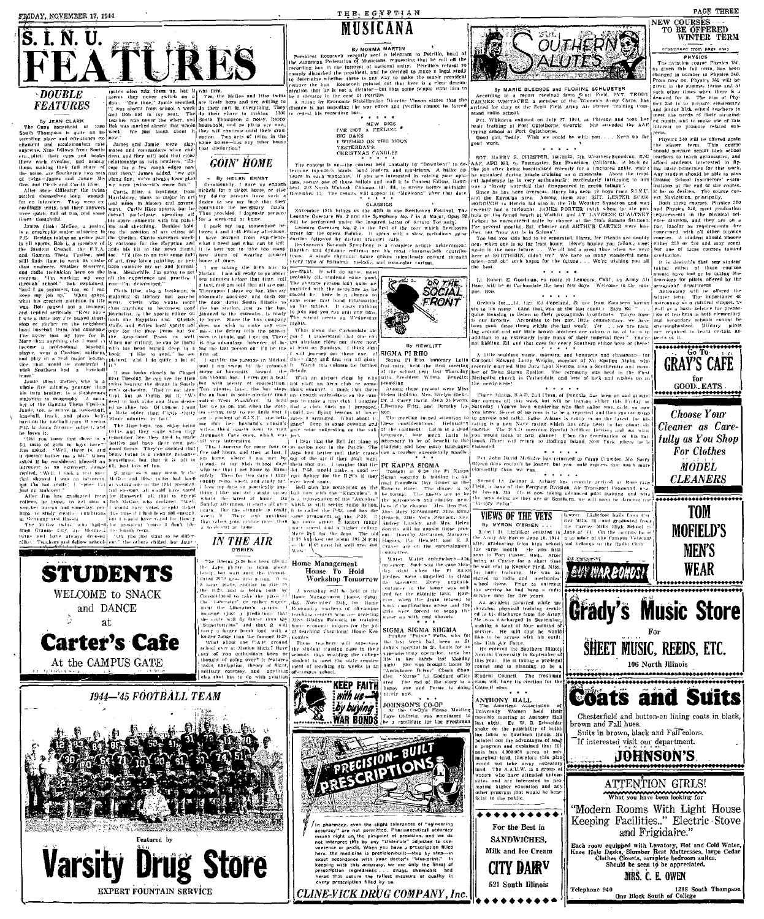# S. I. N. U. FEATURES

## DOUBLE FEATURES

By JEAN CLARK

The Cuny household at 1300 South Thompson is quite an interesting place and oftentimes excitement and pandemonium rule supreme. Nine fellows from Southern clipped their cups and books there each evening, and among them, making their full share of the noise, are Southern's two sets of twins—James and Jamie McGee, and Cletis and Curtis Hise.

After some difficulty, the twins settled themselves long enough for an interview. They were exceedingly witty, and their answers were quick, full of fun, and sometimes thoughtful.

James (Bob) McGee, a junior, is a geography major minoring in P.E. Besides taking an active part in all sports, Bob is a member of the Student Council, the Y.M.C.A. and Gamma Theta Upsilon, and still finds time to work as custodian engineer, weather observer, and radio technician here on the campus. "I'm working my way through school," Bob explained, "and I go summers, too, so I can keep my job up." When asked what his greatest ambition in life was, Bob paused for a moment and replied seriously, "Ever since I was a little boy I've played shortstop or pitcher on the neighborhood baseball team, and somehow I've never lost my love for it. More than anything else I want to become a professional baseball player, wear a Cardinal uniform, and play at a real major league. Gee, that would be wonderful. I wish Southern had a baseball team."

Jamie (Jim) McGee, who is a whole five minutes younger than his twin brother, is a sophomore majoring in geography. A member of the Gamma Theta Upsilon, Jamie, too, is active in basketball, football, track, and plays halfback on the football team. It seems P.E. is Jim's favorite subject, and he loves it.

"Did you know that there is a 6-1 ratio of girls to boys here?" Jim asked. "Well, there is, and it doesn't bother me a bit." When asked if he considered himself an introvert or an extrovert, Jamie replied, "Well, I took a test once that showed I was an introvert, but I'm not really. I 'spose I'm just an ambivert."

After Jim has graduated from college, he hopes to get into a weather bureau and someday, perhaps, to study weather conditions in Germany and Russia.

The McGee twins, who hailed from Granite City, are identical twins and have always dressed alike. Teachers and fellow schoolmates often mix them up, but it seems they never switch on a date. "One time," Jamie recalled, "I was absent from school a week and Bob sat in my seat. The teacher was never the wiser, and Bob was marked absent that whole week. We just laugh about it now."

James and Jamie were playmates and companions when children, and they still hold that close relationship as twin brothers. "Except for a few rough edges now and then," James added, "we get along fine, we've always been glad we were twins—it's more fun."

Curtis Hise, a freshman from Harrisburg, plans to major in art and minor in history and government. Curtis likes sports, but he doesn't participate, spending all his spare moments with his painting and sketching. Besides holding the position of art editor on the Obelisk, Curtis sketches weekly cartoons for the Egyptian and adds his bit to the news items, too. "I'd like to go into some field of art, free lance painting, or perhaps combine my art and journalism. Meanwhile, I'm going to get all the experience and practice I can—I'm determined."

Cletis Hise, also a freshman, is majoring in history and government. Cletis who wants more than anything to become a good journalist, is the sports editor on both the Egyptian and Obelisk staffs, and writes local sports not only for the Free Press but for the Associated Press as well. When not writing, he can be found with his head buried deep in a book. "I like to read," he explained, "and I do quite a lot of it."

If one looks closely in Chapel next Tuesday, he can see the Hise twins beating the drums in Southern's orchestra. They're not identical, but as Curtis put it, "We used to look alike when we were little, but now we're alike. Of course, I was a little older than Cletis—thirty whole minutes in fact."

The Hise boys, too, enjoy being twins, and they smile when they remember how they used to trade bottles and have their own personal fights. They've decided that being twins is a definite nuisance sometimes, but that it is all in all, just lots of fun.

So, amusing as it may seem, if the McGee and Hise twins had voted at voting age in the 1944 presidential election, all would have voted for Roosevelt, all that is except Bob McGee, who declared "Well, I would have voted a split ticket this time if I had been old enough, but I would have voted for Dewey for president 'cause I don't like the fourth term."

"Oh, you just want to be different," the others chided, but James was firm.

Yes, the McGee and Hise twins are lively boys and are willing to do their part in everything. They do their share in making 1300 South Thompson a noisy, happy household, and as plans are now, they will continue until their graduation. Two sets of twins in the same house—has any other house that distinction?

## GOIN' HOME

By HELEN ERNST

Occasionally, I save up enough nickels for a ticket home, or else my doting parents have such a desire to see my face that they contribute the necessary funds. Thus provided, I eagerly prepare for a week-end at home.

I park my bag somewhere between 4 and 4:45 Friday afternoon. I have learned from experience that I need and what can be left. It is best not to take too many few pieces of wearing apparel home at once.

I am taking the 5:05 bus to Marion. I am all ready to go about ten minutes before that time, call a taxi, and am told that all are out. Thereupon I shout my last adieus at roommate good-bye, and dash out the door down South Illinois to the bus station. Just as the bus is jammed to the gunwales, is ready to leave. Since the bus company does not wish to miss any of the fares, the driver tells the passengers to inhale, and I get on. There is one advantage, however, of being the last person on: I'll be the first off.

I survive the passage to Marion, and I am swept by the crowd out on the sidewalk. Ten minutes later, the bus stops for an hour in some obscure town called West Frankfort. At last we go on, and when the week-end is over I get on the bus for Carbondale to return to the house that has been my home for a week-end at home.

## IN THE AIR

O'BRIEN

The Boeing B-29 has been giving the Japs plenty to think about lately, but wait until the Consolidated B-32 goes into action. It is a large plane, similar in size to the B-29, and is being built by Consolidated to take the place of the "Liberator" or rather supplement the Liberator's action. I imagine (just a prediction) that the craft will fly faster than the "Superfortress" and that it will carry a bigger bomb load with a longer range than the famous B-29.

What about the C.A.P. ground school over at Marion High? Have any of you enthusiasts been or thought of going over? It features radio, navigation, theory of flight, military courtesy, and anything else that has to do with aviation.

---

**STUDENTS**

WELCOME to SNACK and DANCE at

**Carter's Cafe**

At the CAMPUS GATE

---

## 1944—'45 FOOTBALL TEAM

---

Featured by

**Varsity Drug Store**

EXPERT FOUNTAIN SERVICE

---

# MUSICANA

By NORMA MARTIN

President Roosevelt recently sent a telegram to Petrillo, head of the American Federation of Musicians, requesting that he call off the recording ban in the interest of national unity. Petrillo's refusal to comply disturbed the president, and he decided to make a legal study to determine whether there is any way to make the music president remove the ban. Roosevelt pointed out that there is a clear demonstration that he is not a dictator—but that some people want him to be a dictator in the case of Petrillo.

A ruling by Economic Stabilization Director Vinson states that the dispute is not impeding the war effort and Petrillo cannot be forced to repeal his recording ban.

\* \* \* \* \*

NEW DIGS

I'VE GOT A FEELING
BIG OAKS
I WISHED ON THE MOON
YESTERDAY'S
CHRISTMAS CANDLES

\* \* \* \* \*

The contest is on—the contest held annually by "Downbeat" to determine top-notch bands, band leaders, and musicians. A ballot appears in each magazine. If you are interested in voting your opinions, secure one of these ballots and mail it to Contest Editor, Downbeat, 203 North Wabash, Chicago (1), Ill., to arrive before midnight December 15. The results will appear in "Musicana" after that date.

\* \* \* \* \*

CLASSICS

November 19th brings us the fifth in the Beethoven Festival. The Leonore Overture No. 2 and the Symphony No. 7 in A Major, Opus 92 will be performed under the baton of Arturo Toscanini.

Leonore Overture No. 2 is the first of the four which Beethoven wrote for the opera, Fidelio. It opens with a slow, melodious introduction followed by distant trumpet calls.

Beethoven's Seventh Symphony is a complete artistic achievement. Rhythm and dynamic contrasts are his most characteristic contributions. A single rhythmic figure drives relentlessly onward through every type of harmonic, melodic, and tone-color variant.

## ON THE SOCIAL FRONT

By HEWLITT

pre-flight. It will do some, most probably all, students some good. The average person isn't quite acquainted with the aerodynamics as he should be, here is a chance to gain some first hand information on the subject. It costs nothing to join and you can quit any time. The school meets on Wednesday nights.

What about the Carbondale chapter? I understand that our city has quite a number of flyers, but Carbondale has a chance to get hold of a ground school at least on Sundays. I think that I will journey out there one of these days and find out all about it. Watch this column for further details.

With an airport close by why not start an aero club or something similar. I think that there are enough enthusiasts on the campus to make a nice club. I suggest that a club, such as I proposed, could get flying lessons at lower rates if arranged. What about it, gang? Drop in some evening and give some suggestion on the subject.

I hear that the Bell Jet plane is in action now in the Pacific. The Japs had better pull their crates out of the air if they don't want them shot out. I imagine that the Bell P-59 would make a good escort fighter for the B-29's if they ever need some.

Bell also has something on the ball now with the "Kingcobra." It is a rejuvenation of the "Airacobra" which is still seeing some action. It is called the P-63, and has the same armament as the P-39. It has more power. I heard from a more speed and a higher ceiling. More Bell for the Japs. The old P-39 knocked out about 300 Me's so the P-63 must hit well over 400. Wow!

## SIGMA PI RHO

Sigma Pi Rho, honorary Latin fraternity, held the first meeting of the school year last Thursday with President Wilma Benedict presiding.

Among those present were Miss Helen Baldwin, Mrs. Evelyn Bickel, Dr. J. Cary Davis, Bob McPhron, LaSonne Fritz, and Dorothy Lawson.

The meeting turned attention to these considerations: Refutation of the comment, Latin is a dead language; how much Latin is necessary to be of benefit to the student; and how many languages can a teacher successfully handle.

\* \* \*

## PI KAPPA SIGMA

Tonight at 6:30 the Pi Kappa Sigma sorority is holding its annual Founders' Day dinner at the Roberts Hotel. The dinner is formal. The guests are to be the patronesses and chapter members of the chapter. Mrs. Ben Pyle, Miss Mary Entsminger, Miss Elma Benesh, Miss Vera Peacock, Mrs. Audrey Lindsay, and Mrs. Helen Sorrels will be among those present. Dorothy McCarnes, Margaret Haggins, Pat Hewlett, and E. J. Carver are on the entertainment committee.

Water, Water everywhere—Monday night when the Pi Kappa pledges were compelled to clean the basement. Every available container in the house was utilized for the Titanic task. However, when the drain returned, such complications arose and the girls were forced to scoop the water up with pans and shovels.

\* \* \*

## SIGMA SIGMA SIGMA

Pauline "Polly" Potts, who for the last week had been at St. John's hospital in St. Louis for an appendectomy operation, took her life in her hands last Monday night. She was brought home by "Ambulance Driver" Chuck Chandler. "Nurse" Lil Goddard officiated. The end of the story is a happy one and Polly is doing nicely now.

\* \* \*

## JOHNSON'S CO-OP

At the Co-Op House Meeting Faye Oldham was nominated to be a candidate for the Freshman

## Home Management House To Hold Workshop Tomorrow

A workshop will be held at the Home Management House, Saturday, November 18th, for home economics teachers of Southern Illinois. Miss Gladys Babcock is in charge of teaching centers who are assisting Miss Gladys Babcock in training home economics majors for the job of teaching Vocational Home Economics.

These teachers will supervise the student training done in their schools, thus enabling the college student to meet the state requirement of teaching six weeks in an off-campus school.

---

KEEP FAITH with us — by buying WAR BONDS

---

**PRECISION-BUILT PRESCRIPTIONS**

In pharmacy, even the slight tolerances of "engineering accuracy" are not permitted. Pharmaceutical accuracy means right on the pin-point of precision, and we do not interpret this by any "slide-rule" adjusted to convenience or profit. When you have a prescription filled here, the medicine is precision-built—step by step—in exact accordance with your doctor's "blue-print." In keeping with this accuracy, we use only the finest of prescription ingredients . . . drugs, chemicals and herbs that assure the fullest measure of quality in every prescription filled by us.

**CLINE-VICK DRUG COMPANY, Inc.**

---

# SOUTHERN SALUTES

By MARIE BLEDSOE and FLORINE SCHLUETER

According to a report received from Scott Field, PVT. TEDDY CARNES WHITACRE, a member of the Women's Army Corps, has arrived for duty at the Scott Field Army Air Forces Training Command radio school.

Pvt. Whitacre enlisted on July 27, 1944, at Chicago and took her basic training at Fort Oglethorpe, Georgia. She attended the AAF typing school at Fort Oglethorpe.

Good girl, Teddy. Wish we could be with you . . . Keep up the good work.

\* \* \* \* \*

SGT. HARRY S. CHESTER, 36073123, 7th Weather Squadron, R/C AAF, APO 953, c/o Postmaster, San Francisco, California, is back on the job after being hospitalized recently for a fractured ankle, which he sustained during jungle training on a mountain. About the tropical landscape he is very enthusiastic: particularly intriguing to him was a "lovely waterfall that disappeared in green foliage."

Since he has been overseas, Harry has seen 19 boys from S.I.N.U. and the Egyptian area. Among them are: SGT. LESTER SCARBOROUGH of Herrin (at also in the 7th Weather Squadron and was recently had a furlough). JAMES PORTER (with whom he ate peanuts on the famed beach at Waikiki), and LT. LAVERNE GUALTNEY (whom he encountered quite by chance at the 7th's Satellite Station). For several months, Sgt. Chester and ARTHUR CARTER were buddies, but "now Art is in Saipan."

Too bad you kids had to be separated, Harry, for friends are doubly near when one is so far from home. Here's hoping you fellows meet again in the near future . . . We all had a great time when we were here at SOUTHERN, didn't we? We have so many wonderful memories—and oh! such hopes for the future . . . We're wishing you all the best.

\* \* \* \* \*

Lt. Robert E. Goodman, en route to Lemoore, Calif., an Army Air Base, will be in Carbondale the next few days. Welcome to the campus, Bob.

\* \* \* \* \*

Orchids for . . . Lt. (jg) Ed Copeland. So are from Southern having six to his name. (And that was at the last count.) Says Ed: ". . . quite honestly, in listening to their program in broadcasts. Tokyo Rose is our favorite. According to her gay, little commentary, we have been sunk three times within the last week. Yet . . . we are back. I hope to read our little brown brothers are asleep a lot of face in addition to an extremely large hunk of their imperial fleet." You're not kidding, Ed, and that goes for every Southern either here or there!

\* \* \* \* \*

A little wedding music, maestro, and bouquets and champagne for Corporal Edward Leroy Wright, member of Nu Epsilon Alpha, who recently married Miss Jaye Lyell Newton, also a Southernite and member of Delta Sigma Epsilon. The ceremony was held in the First Methodist church in Carbondale, and best of luck and wishes go to the newly-weds.

\* \* \* \* \*

Elmer Adams, S.A.D. 2nd Class, of Zeigler, has been on and around our campus all this week. He will be leaving either this Friday or Saturday. (You've been wondering who that sailor was, girls, so now you know.) Secret of success is to be a reporter and then you can go up to anyone and talk.) Sailor Adams is really on on the latest for his rating is a new Navy rating which has only been in for about six months. The S.A.D. meaning Special Artificer Devices and not what you would think at first glance! Upon the termination of his leave, Sailor Elmer will return to Hoffman Island, New York, where he is stationed.

\* \* \* \* \*

Pvt. John David McGuire has returned to Camp Crowder, Mo. Sorry fifteen days couldn't be longer, but you could express that much more eloquently than we can.

\* \* \* \* \*

Second Lt. Delmar J. Asbury has recently arrived at Rose Hill Field, a base of the Ferrying Division, Air Transport Command, at St. Joseph, Mo. He is now taking advanced pilot training and with the boys doing as they are at Southern, we will soon be dancing the "Varsity Polka."

## VIEWS OF THE VETS

By MYRON O'BRIEN

Robert D. Lightfoot enlisted in the Army Air Forces June 19, 1941 after graduating from high school the same month. He was first sent to Fort Custer, Mich. After being at Custer for a short time he was sent to Keesler Field, Miss. for basic training. He was assigned to radio and mechanics' school there. Prior to entering the service he had been a radio service man for five years.

An accident incurred while undergoing physical training resulted in his discharge from the Army. He was discharged in September, making a total of four months of service. He said that he would like to be across with his outfit, the 11th Air Force.

He entered the Southern Illinois Normal University in September of this year. He is taking a pre-legal course and is planning to be a lawyer. Lightfoot hails from Carrier Mills, Ill., and graduated from the Carrier Mills High School in June of '41. On the campus he is a member of the Campus Veterans and belongs to the Radio Club.

Student Council. The freshman class will have its election for the Council soon.

## ANTHONY HALL

The Anthony Hall American Association of University Women held their monthly meeting at Anthony Hall last night. Dr. W. B. Schneider spoke on the possibility of building lakes in Southern Illinois. He pointed out the advantages of such a program and explained that Illinois has 4,000,000 acres of submarginal land, therefore this plan would not take away necessary land. The A.A.U.W. is a group of women who have attended universities and are interested in promoting higher education and any other program that would be beneficial to the public.

---

BUY WAR BONDS

---

**Grady's Music Store**

For SHEET MUSIC, REEDS, ETC.

106 North Illinois

---

For the Best in SANDWICHES, Milk and Ice Cream

**CITY DAIRY**

521 South Illinois

---

**Coats and Suits**

Chesterfield and button-on lining coats in black, brown and Fall hues.

Suits in brown, black and Fall colors.

If interested visit our department.

**JOHNSON'S**

---

## NEW COURSES TO BE OFFERED WINTER TERM

(Continued from page one)

PHYSICS

The aviation course Physics 350, as given this fall term, has been changed in number to Physics 240. From now on, Physics 350 will be given in the summer terms and at such other times when there is a demand for it. The aim of Physics 350 is to prepare elementary and junior high school teachers to meet the needs of their air-minded pupils, and to make use of this interest to promote related subjects.

Physics 240 will be offered again the winter term. This course should prepare senior high school teachers to teach aeronautics, and afford students interested in flying basic principles for this work. Any student should be able to pass Ground School instructors' examinations at the end of the course. If he so desires. The course covers Navigation, principally.

Both these courses, Physics 350 and Physics 240, meet graduation requirements in the physical science division, and they are on a par, insofar as requirements are concerned, with all other physics courses. A student should choose either 350 or 240 and may count but one of these courses toward graduation.

It is desirable that any student taking either of these courses should have had or be taking Meteorology for pilots, offered by the geography department.

Astronomy will be offered the winter term. The importance of astronomy as a cultural subject, as well as a basic science for preparation of teachers in both elementary and secondary schools cannot be overemphasized. Military pilots are required to learn certain aspects of it.

---

Go To **GRAY'S CAFE** for GOOD EATS

---

*Choose Your Cleaner as Carefully as You Shop For Clothes*

**MODEL CLEANERS**

---

**TOM MOFIELD'S MEN'S WEAR**

---

**ATTENTION GIRLS!**

What you have been looking for

"Modern Rooms With Light House Keeping Facilities." Electric Stove and Frigidaire."

Each room equipped with Lavatory, Hot and Cold Water, Knee Hole Desks, Slumber Rest Mattresses, large Cedar Clothes Closets, complete bedroom suites. Should be seen to be appreciated.

**MRS. C. E. OWEN**

Telephone 940 — 1218 South Thompson — One Block South of College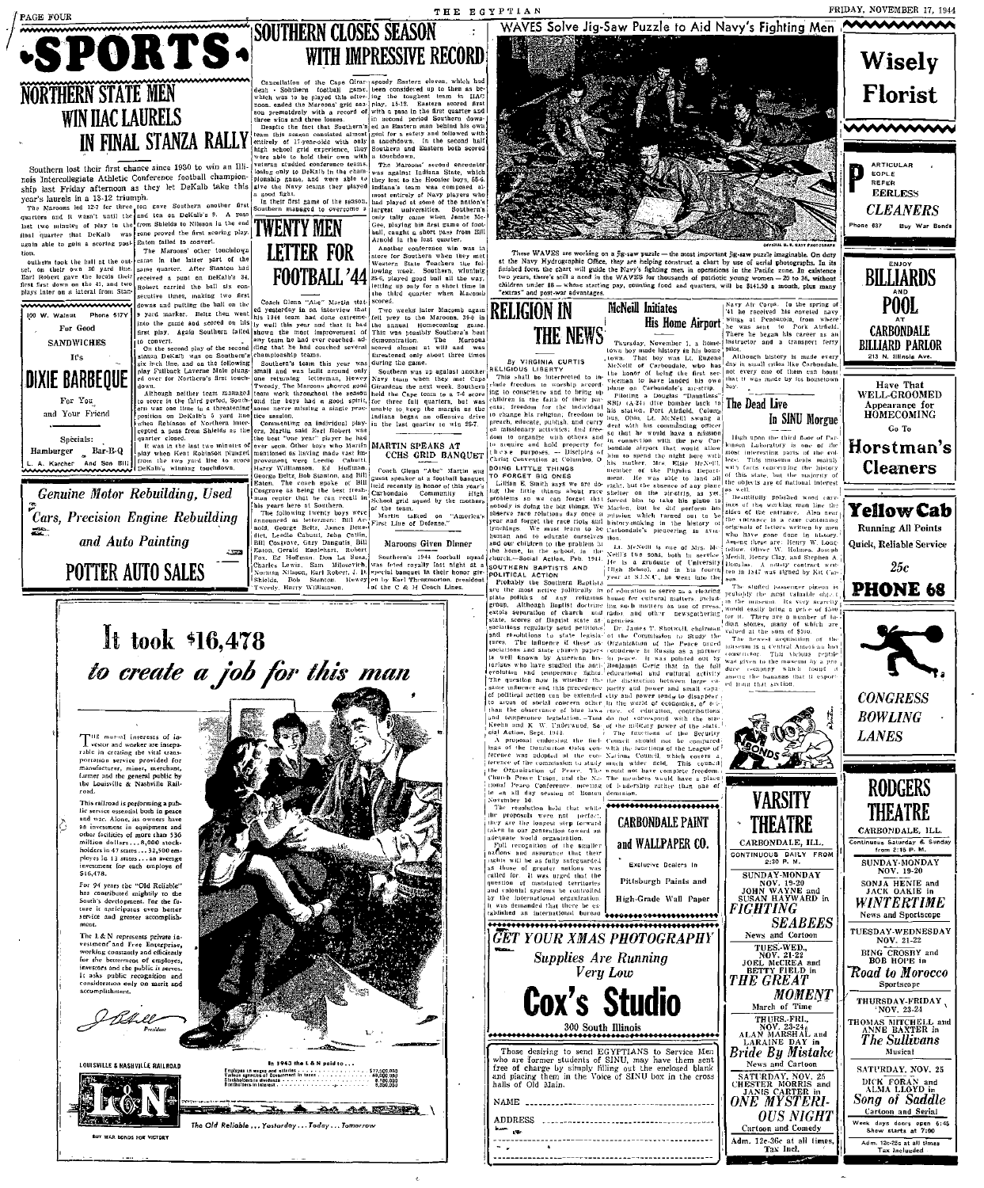# SPORTS

## NORTHERN STATE MEN WIN IIAC LAURELS IN FINAL STANZA RALLY

Southern lost their first chance since 1930 to win an Illinois Intercollegiate Athletic Conference football championship last Friday afternoon as they let DeKalb take this year's laurels in a 13-12 triumph.

The Maroons led 12-7 for three quarters and it wasn't until the last two minutes of play in the final quarter that DeKalb was again able to gain a scoring position.

Southern took the ball at the outset, on their own 30 yard line. Earl Robert gave the locals their first first down on the 41, and two plays later on a lateral from Stanton gave Southern another first and ten on DeKalb's 9. A pass from Shields to Nilsson in the end zone proved the first scoring play. Eaton failed to convert.

The Maroons' other touchdown came in the latter part of the same quarter. After Stanton had received a punt on DeKalb's 34, Robert carried the ball six consecutive times, making two first downs and putting the ball on the 3 yard marker. Beltz then went into the game and scored on his first play. Again Southern failed to convert.

On the second play of the second stanza DeKalb was on Southern's six inch line, and on the following play Fullback Laverne Mole plunged over for Northern's first touchdown.

Although neither team managed to score in the third period, Southern was one time in a threatening position on DeKalb's 5 yard line when Robinson of Northern intercepted a pass from Shields as the quarter closed.

It was in the last two minutes of play when Earl Robinson plunged from the two yard line to score DeKalb's winning touchdown.

---

100 W. Walnut — Phone 517Y

For Good SANDWICHES It's

**DIXIE BARBEQUE**

For You and Your Friend

Specials: Hamburger — Bar-B-Q

L. A. Karcher And Son Bill

---

*Genuine Motor Rebuilding, Used Cars, Precision Engine Rebuilding and Auto Painting*

**POTTER AUTO SALES**

---

## SOUTHERN CLOSES SEASON WITH IMPRESSIVE RECORD

Cancellation of the Cape Girardeau - Southern football game, which was to be played this afternoon, ended the Maroons' grid season prematurely with a record of three wins and three losses.

Despite the fact that Southern's team this season consisted almost entirely of 17-year-olds with only high school grid experience, they were able to hold their own with veteran studded conference teams, losing only to DeKalb in the championship game, and were able to give the Navy teams they played a good fight.

In their first game of the season, Southern managed to overcome a speedy Eastern eleven, which had been considered up to then as being the toughest team in IIAC play, 15-12. Eastern scored first with a pass in the first quarter and in second period Southern downed an Eastern man behind his own goal for a safety and followed with a touchdown. In the second half Southern and Eastern both scored a touchdown.

The Maroons' second encounter was against Indiana State, which they lost to the Hoosier boys, 60-6. Indiana's team was composed almost entirely of Navy players who had played at some of the nation's largest universities. Southern's only tally came when Jamie McGee, playing his first game of football, caught a short pass from Bill Arnold in the last quarter.

Another conference win was in store for Southern when they met Western State Teachers the following week. Southern, winning 25-6, played good ball all the way, letting up only for a short time in the third quarter when Macomb scored.

Two weeks later Macomb again fell prey to the Maroons, 39-0 in the annual Homecoming game. This was possibly Southern's best demonstration. The Maroons scored almost at will and was threatened only about three times during the game.

Southern was up against another Navy team when they met Cape Girardeau the next week. Southern held the Cape team to a 7-6 score for three full quarters, but was unable to keep the margin as the Indiana began an offensive drive in the last quarter to win 26-7.

## TWENTY MEN LETTER FOR FOOTBALL '44

Coach Glenn "Abe" Martin stated yesterday in an interview that his 1944 team had done extremely well this year and that it had shown the most improvement of any team he had ever coached adding that he had coached several championship teams.

Southern's team this year was small and was built around only one returning letterman, Hewey Tweedy. The Maroons showed good team work throughout the season and the boys had a good spirit, some never missing a single practice session.

Commenting on individual players, Martin said Earl Robert was the best "one year" player he had ever seen. Other boys who Martin mentioned as having made vast improvement were Leedio Cabutti, Harry Williamson, Ed Hoffman, George Beltz, Bob Stanton, and Bill Eaton. The coach spoke of Bill Cosgrove as being the best freshman center that he can recall in his years here at Southern.

The following twenty boys were announced as lettermen: Bill Arnold, George Beltz, James Benedict, Leedio Cabutti, John Catlin, Bill Cosgrove, Gary Dungutis, Bill Eaton, Gerald Englehart, Robert Fox, Ed Hoffman, Don La Susa, Charles Lewis, Sam Milosevich, Norman Nilsson, Earl Robert, J. D. Shields, Bob Stanton, Hewey Tweedy, Harry Williamson.

### MARTIN SPEAKS AT CCHS GRID BANQUET

Coach Glenn "Abe" Martin was guest speaker at a football banquet held recently in honor of this year's Carbondale Community High School grid squad by the mothers of the team.

Martin talked on "America's First Line of Defense."

### Maroons Given Dinner

Southern's 1944 football squad was feted royally last night at a special banquet in their honor given by Earl Throgmorton, president of the C & H Coach Lines.

---

# It took $16,478 to create a job for this man

The mutual interests of investor and worker are inseparable in creating the vital transportation service provided for manufacturer, miner, merchant, farmer and the general public by the Louisville & Nashville Railroad.

This railroad is performing a public service essential both in peace and war. Alone, its owners have an investment in equipment and other facilities of more than 536 million dollars . . . 8,000 stockholders in 47 states . . . 32,500 employes in 13 states . . . an average investment for each employe of $16,478.

For 94 years the "Old Reliable" has contributed mightily to the South's development. For the future it anticipates even better service and greater accomplishment.

The L & N represents private investment and Free Enterprise, working constantly and efficiently for the betterment of employes, investors and the public it serves. It asks public recognition and consideration only on merit and accomplishment.

President

In 1943 the L & N paid to . . .

Employes in wages and salaries . . . $73,000,000
Various agencies of Government in taxes . . . 48,000,000
Stockholders in dividends . . . 8,700,000
Bondholders in interest . . . 8,300,000

LOUISVILLE & NASHVILLE RAILROAD

L&N

*The Old Reliable . . . Yesterday . . . Today . . . Tomorrow*

BUY WAR BONDS FOR VICTORY

---

## WAVES Solve Jig-Saw Puzzle to Aid Navy's Fighting Men

These WAVES are working on a jig-saw puzzle—the most important jig-saw puzzle imaginable. On duty at the Navy Hydrographic Office, they are helping construct a chart by use of aerial photographs. In its finished form the chart will guide the Navy's fighting men in operations in the Pacific zone. In existence two years, there's still a need in the WAVES for thousands of patriotic young women—20 to 36, without children under 18—whose starting pay, counting food and quarters, will be $141.50 a month, plus many "extras" and post-war advantages.

---

## RELIGION IN THE NEWS

By VIRGINIA CURTIS

RELIGIOUS LIBERTY

"This shall be interpreted to include freedom to worship according to conscience and to bring up children in the faith of their parents; freedom for the individual to change his religion; freedom to preach, educate, publish, and carry on missionary activities; and freedom to organize with others and to acquire and hold property for these purposes. — Disciples of Christ Convention at Columbus, O.

DOING LITTLE THINGS TO FORGET BIG ONES

Lillian E. Smith says we are doing the little things about race problems so we can forget that nobody is doing the big things. We observe race relations day once a year and forget the race riots and lynchings. We must learn to be human and to educate ourselves and our children to the problem in the home, in the school, in the church.—Social Action, Feb. 1944.

SOUTHERN BAPTISTS AND POLITICAL ACTION

Probably the Southern Baptists are the most active politically in state politics of any religious group. Although Baptist doctrine extols separation of church and state, scores of Baptist state associations regularly send petitions and resolutions to state legislatures. The influence of these associations and state church papers is well known by American historians who have studied the anti-evolution and temperance fights. The question now is whether the same influence and this precedence of political action can be extended to areas of social concern other than the observance of blue laws and temperance legislation.—Tom Keehn and K. W. Underwood, Social Action, Sept. 1944.

A proposal endorsing the findings of the Dumbarton Oaks conference was adopted at the conference of the commission to study the Organization of Peace, the Church Peace Union, and the National Peace Conference meeting in an all day session at Boston November 16.

The resolution held that while the proposals were not perfect, they are the longest step forward taken in our generation toward an adequate world organization.

Full recognition of the smaller nations and assurance that their rights will be as fully safeguarded as those of greater nations was called for. It was urged that the question of mandated territories and colonial systems be controlled by the international organization. It was demanded that there be established an international bureau of education to serve as a clearing house for cultural matters, including such matters as use of press, radio and other newsgathering agencies.

Dr. James T. Shotwell, chairman of the Commission to Study the Organization of the Peace urged confidence in Russia as a partner in peace. It was pointed out by Benjamin Gerig that in the full educational and cultural activity the distinction between large country and small country and power tend to disappear. In the world of economics, of science, of education, contributions would not correspond with the size of the military power of the state.

The functions of the Security Council should not be compared with the functions of the League of Nations Council, which covers a much wider field. This council would not have complete freedom. The members would have a place of leadership rather than one of dominion.

---

## McNeill Initiates His Home Airport

Thursday, November 1, a hometown boy made history in his home town. That boy was Lt. Eugene McNeill of Carbondale, who has the honor of being the first serviceman to have landed his own plane on Carbondale's air-strip.

Piloting a Douglas "Dauntless" SBD (A-24) dive bomber back to his station, Port Airfield, Columbus, Ohio, Lt. McNeill swung a deal with his commanding officer so that he would have a mission in connection with the new Carbondale airport that would allow him to spend the night here with his mother, Mrs. Elsie McNeill, member of the Physics Department. He was able to land all right, but the absence of any plane shelter on the air-strip, as yet, forced him to take his plane to Marion, but he did perform his mission which turned out to be history-making in the history of Carbondale's pioneering in aviation.

Lt. McNeill is one of Mrs. McNeill's two sons, both in service. He is a graduate of University High School, and in his fourth year at S.I.N.U. he went into the Navy Air Corps. In the spring of '41 he received his coveted navy wings at Pensacola, from where he was sent to Port Airfield. There he began his career as an instructor and a transport ferry pilot.

Although history is made every day in small cities like Carbondale, not every one of them can boast that it was made by its hometown boy.

## The Dead Live In SINU Morgue

High upon the third floor of Parkinson Laboratory is one of the most interesting parts of the college. This museum deals mainly with facts concerning the history of this state, but the majority of the objects are of national interest as well.

Beautifully polished wood carvings of the working man line the sides of the entrance. Also near the entrance is a case containing originals of letters written by men who have gone done in history. Among these are: Henry W. Longfellow, Oliver W. Holmes, Joseph Medill, Henry Clay, and Stephen A. Douglas. A notary contract written in 1847 was signed by Kit Carson.

The stuffed passenger pigeon is probably the most valuable object in the museum. Its very scarcity would easily bring a price of $200 for it. There are a number of Indian stones, many of which are valued at the sum of $100.

The newest acquisition of the museum is a Central American boa constrictor. This vicious reptile was given to the museum by a produce company which found it among the bananas that it exported from that section.

---

**CARBONDALE PAINT and WALLPAPER CO.**

Exclusive Dealers in Pittsburgh Paints and High-Grade Wall Paper

---

*GET YOUR XMAS PHOTOGRAPHY*

*Supplies Are Running Very Low*

**Cox's Studio**

300 South Illinois

---

Those desiring to send EGYPTIANS to Service Men who are former students of SINU, may have them sent free of charge by simply filling out the enclosed blank and placing them in the Voice of SINU box in the cross halls of Old Main.

NAME ..............................

ADDRESS ..............................

---

**Wisely Florist**

---

**P**ARTICULAR **P**EOPLE **P**REFER **P**EERLESS **CLEANERS**

Phone 637 — Buy War Bonds

---

ENJOY **BILLIARDS POOL** AT **CARBONDALE BILLIARD PARLOR**

213 N. Illinois Ave.

---

Have That WELL-GROOMED Appearance for HOMECOMING

Go To **Horstman's Cleaners**

---

**Yellow Cab**

Running All Points

Quick, Reliable Service

25c

**PHONE 68**

---

**CONGRESS BOWLING LANES**

---

**VARSITY THEATRE**

CARBONDALE, ILL.

CONTINUOUS DAILY FROM 2:30 P. M.

SUNDAY-MONDAY NOV. 19-20
JOHN WAYNE and SUSAN HAYWARD in
*FIGHTING SEABEES*
News and Cartoon

TUES.-WED., NOV. 21-22
JOEL McCREA and BETTY FIELD in
*THE GREAT MOMENT*
March of Time

THURS.-FRI., NOV. 23-24
ALAN MARSHAL and LARAINE DAY in
*Bride By Mistake*
News and Cartoon

SATURDAY, NOV. 25
CHESTER MORRIS and JANIS CARTER in
*ONE MYSTERIOUS NIGHT*
Cartoon and Comedy

Adm. 12c-36c at all times, Tax Incl.

---

**RODGERS THEATRE**

CARBONDALE, ILL.

Continuous Saturday & Sunday from 2:15 P. M.

SUNDAY-MONDAY NOV. 19-20
SONJA HENIE and JACK OAKIE in
*WINTERTIME*
News and Sportscope

TUESDAY-WEDNESDAY NOV. 21-22
BING CROSBY and BOB HOPE in
*Road to Morocco*
Sportscope

THURSDAY-FRIDAY NOV. 23-24
THOMAS MITCHELL and ANNE BAXTER in
*The Sullivans*
Musical

SATURDAY, NOV. 25
DICK FORAN and ALMA LLOYD in
*Song of Saddle*
Cartoon and Serial

Week days doors open 6:45 Show starts at 7:00

Adm. 12c-25c at all times Tax Included